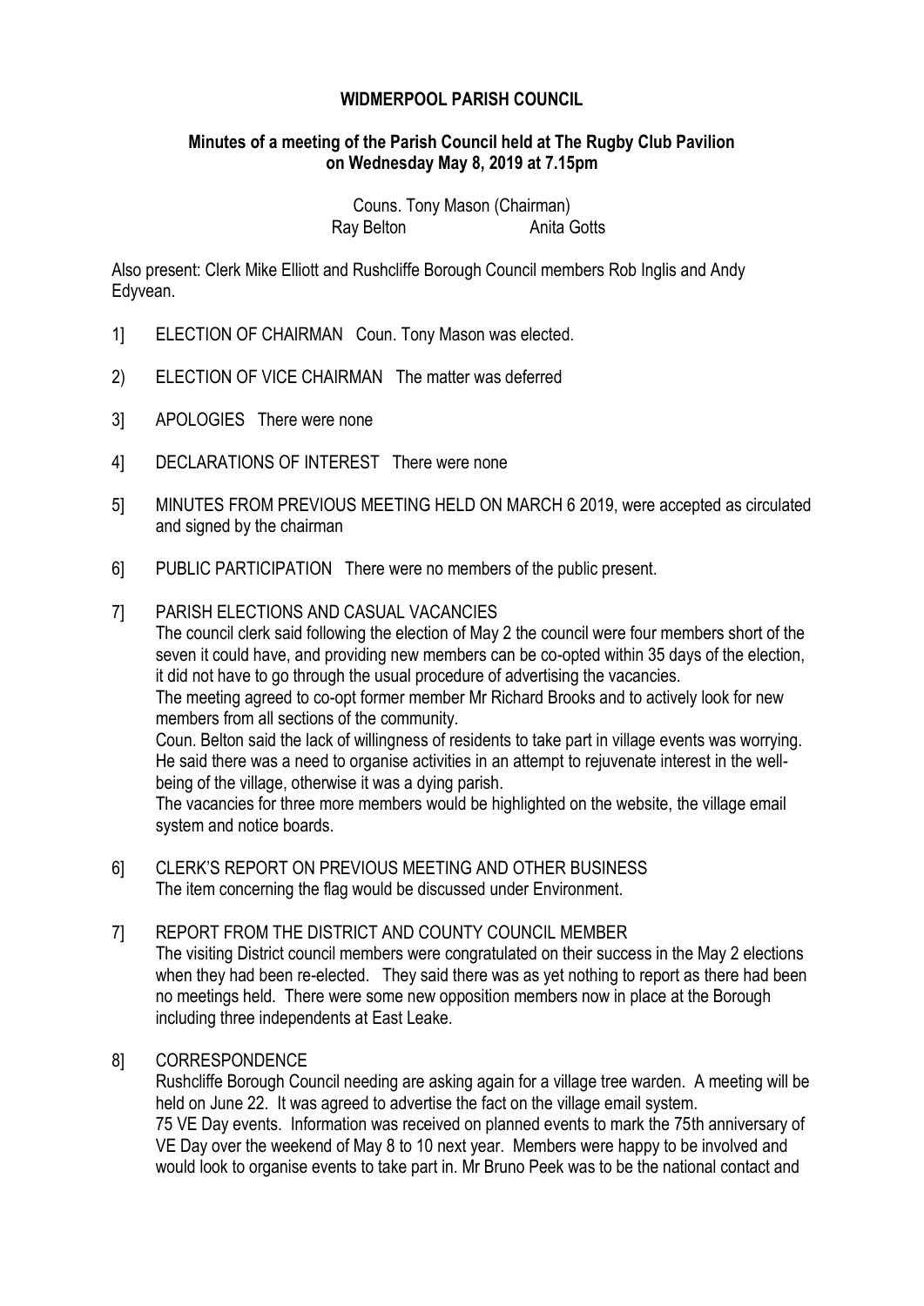# WIDMERPOOL PARISH COUNCIL

## Minutes of a meeting of the Parish Council held at The Rugby Club Pavilion on Wednesday May 8, 2019 at 7.15pm

Couns. Tony Mason (Chairman)
Ray Belton Anita Gotts

Also present: Clerk Mike Elliott and Rushcliffe Borough Council members Rob Inglis and Andy Edyvean.

1] ELECTION OF CHAIRMAN Coun. Tony Mason was elected.

2) ELECTION OF VICE CHAIRMAN The matter was deferred

3] APOLOGIES There were none

4] DECLARATIONS OF INTEREST There were none

5] MINUTES FROM PREVIOUS MEETING HELD ON MARCH 6 2019, were accepted as circulated and signed by the chairman

6] PUBLIC PARTICIPATION There were no members of the public present.

7] PARISH ELECTIONS AND CASUAL VACANCIES
The council clerk said following the election of May 2 the council were four members short of the seven it could have, and providing new members can be co-opted within 35 days of the election, it did not have to go through the usual procedure of advertising the vacancies.
The meeting agreed to co-opt former member Mr Richard Brooks and to actively look for new members from all sections of the community.
Coun. Belton said the lack of willingness of residents to take part in village events was worrying. He said there was a need to organise activities in an attempt to rejuvenate interest in the well-being of the village, otherwise it was a dying parish.
The vacancies for three more members would be highlighted on the website, the village email system and notice boards.

6] CLERK'S REPORT ON PREVIOUS MEETING AND OTHER BUSINESS
The item concerning the flag would be discussed under Environment.

7] REPORT FROM THE DISTRICT AND COUNTY COUNCIL MEMBER
The visiting District council members were congratulated on their success in the May 2 elections when they had been re-elected. They said there was as yet nothing to report as there had been no meetings held. There were some new opposition members now in place at the Borough including three independents at East Leake.

8] CORRESPONDENCE
Rushcliffe Borough Council needing are asking again for a village tree warden. A meeting will be held on June 22. It was agreed to advertise the fact on the village email system.
75 VE Day events. Information was received on planned events to mark the 75th anniversary of VE Day over the weekend of May 8 to 10 next year. Members were happy to be involved and would look to organise events to take part in. Mr Bruno Peek was to be the national contact and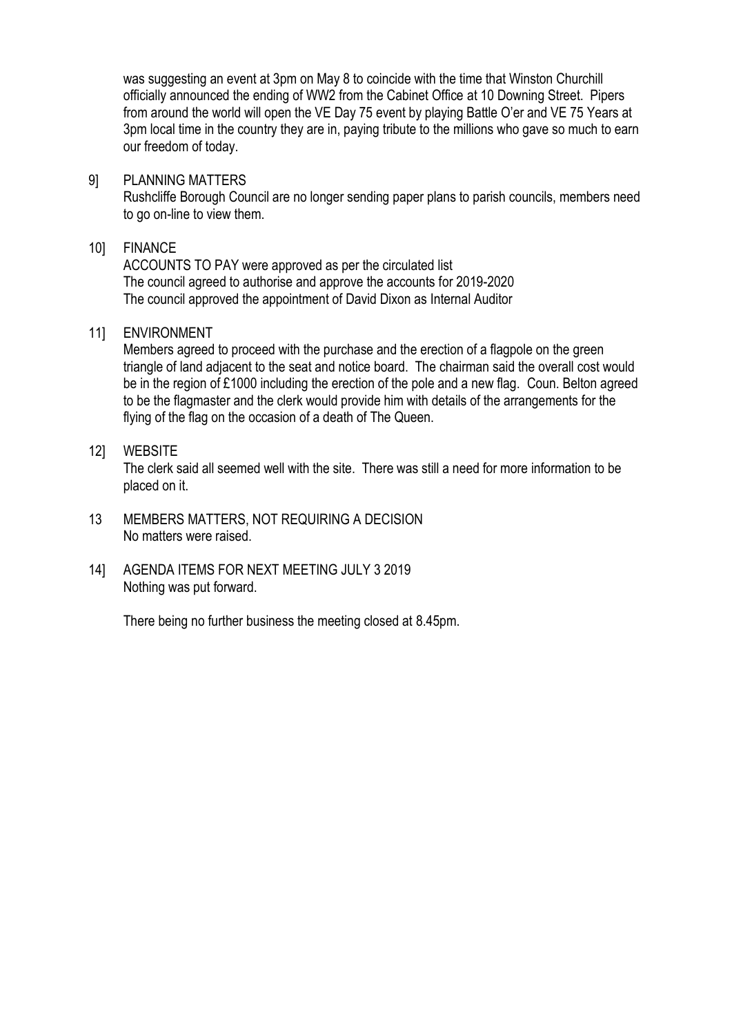was suggesting an event at 3pm on May 8 to coincide with the time that Winston Churchill officially announced the ending of WW2 from the Cabinet Office at 10 Downing Street. Pipers from around the world will open the VE Day 75 event by playing Battle O'er and VE 75 Years at 3pm local time in the country they are in, paying tribute to the millions who gave so much to earn our freedom of today.

9] PLANNING MATTERS

Rushcliffe Borough Council are no longer sending paper plans to parish councils, members need to go on-line to view them.

10] FINANCE

ACCOUNTS TO PAY were approved as per the circulated list
The council agreed to authorise and approve the accounts for 2019-2020
The council approved the appointment of David Dixon as Internal Auditor

11] ENVIRONMENT

Members agreed to proceed with the purchase and the erection of a flagpole on the green triangle of land adjacent to the seat and notice board. The chairman said the overall cost would be in the region of £1000 including the erection of the pole and a new flag. Coun. Belton agreed to be the flagmaster and the clerk would provide him with details of the arrangements for the flying of the flag on the occasion of a death of The Queen.

12] WEBSITE

The clerk said all seemed well with the site. There was still a need for more information to be placed on it.

13 MEMBERS MATTERS, NOT REQUIRING A DECISION

No matters were raised.

14] AGENDA ITEMS FOR NEXT MEETING JULY 3 2019

Nothing was put forward.

There being no further business the meeting closed at 8.45pm.